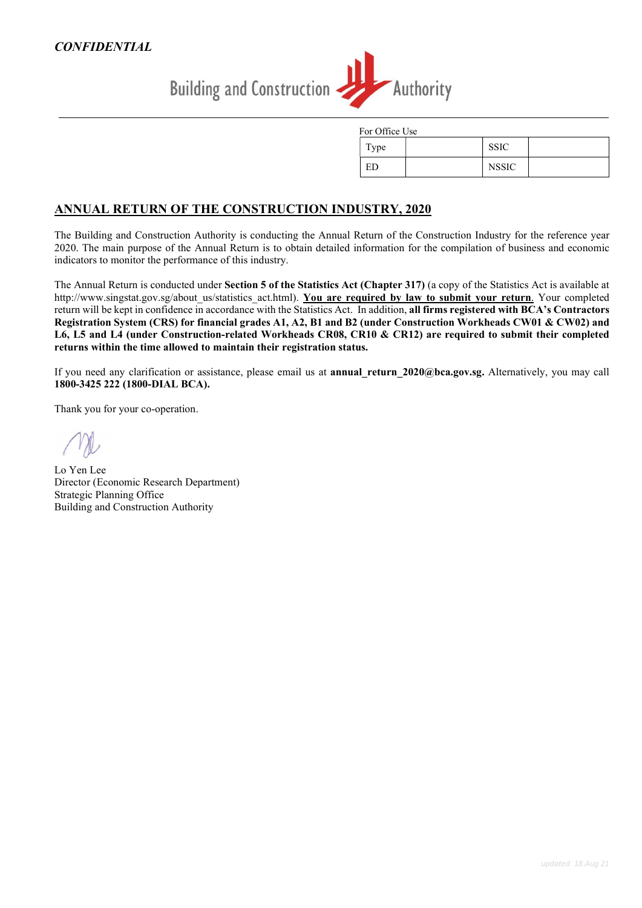*CONFIDENTIAL*

Building and Construction Authority

For Office Use

| Type | | SSIC | |
|---|---|---|---|
| ED | | NSSIC | |

## ANNUAL RETURN OF THE CONSTRUCTION INDUSTRY, 2020

The Building and Construction Authority is conducting the Annual Return of the Construction Industry for the reference year 2020. The main purpose of the Annual Return is to obtain detailed information for the compilation of business and economic indicators to monitor the performance of this industry.

The Annual Return is conducted under **Section 5 of the Statistics Act (Chapter 317)** (a copy of the Statistics Act is available at http://www.singstat.gov.sg/about_us/statistics_act.html). **You are required by law to submit your return.** Your completed return will be kept in confidence in accordance with the Statistics Act. In addition, **all firms registered with BCA's Contractors Registration System (CRS) for financial grades A1, A2, B1 and B2 (under Construction Workheads CW01 & CW02) and L6, L5 and L4 (under Construction-related Workheads CR08, CR10 & CR12) are required to submit their completed returns within the time allowed to maintain their registration status.**

If you need any clarification or assistance, please email us at **annual_return_2020@bca.gov.sg.** Alternatively, you may call **1800-3425 222 (1800-DIAL BCA).**

Thank you for your co-operation.

Lo Yen Lee
Director (Economic Research Department)
Strategic Planning Office
Building and Construction Authority

*updated 18 Aug 21*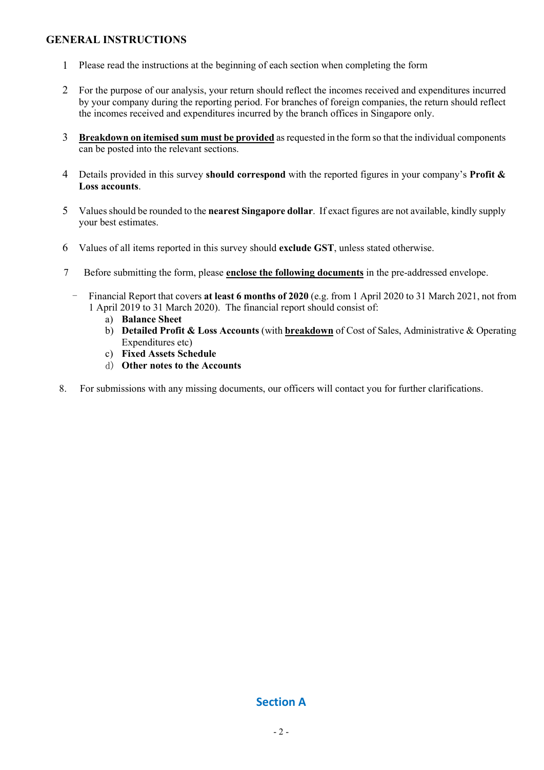## GENERAL INSTRUCTIONS

1. Please read the instructions at the beginning of each section when completing the form

2. For the purpose of our analysis, your return should reflect the incomes received and expenditures incurred by your company during the reporting period. For branches of foreign companies, the return should reflect the incomes received and expenditures incurred by the branch offices in Singapore only.

3. **Breakdown on itemised sum must be provided** as requested in the form so that the individual components can be posted into the relevant sections.

4. Details provided in this survey **should correspond** with the reported figures in your company's **Profit & Loss accounts**.

5. Values should be rounded to the **nearest Singapore dollar**. If exact figures are not available, kindly supply your best estimates.

6. Values of all items reported in this survey should **exclude GST**, unless stated otherwise.

7. Before submitting the form, please **enclose the following documents** in the pre-addressed envelope.

   - Financial Report that covers **at least 6 months of 2020** (e.g. from 1 April 2020 to 31 March 2021, not from 1 April 2019 to 31 March 2020). The financial report should consist of:
     a) **Balance Sheet**
     b) **Detailed Profit & Loss Accounts** (with **breakdown** of Cost of Sales, Administrative & Operating Expenditures etc)
     c) **Fixed Assets Schedule**
     d) **Other notes to the Accounts**

8. For submissions with any missing documents, our officers will contact you for further clarifications.

## Section A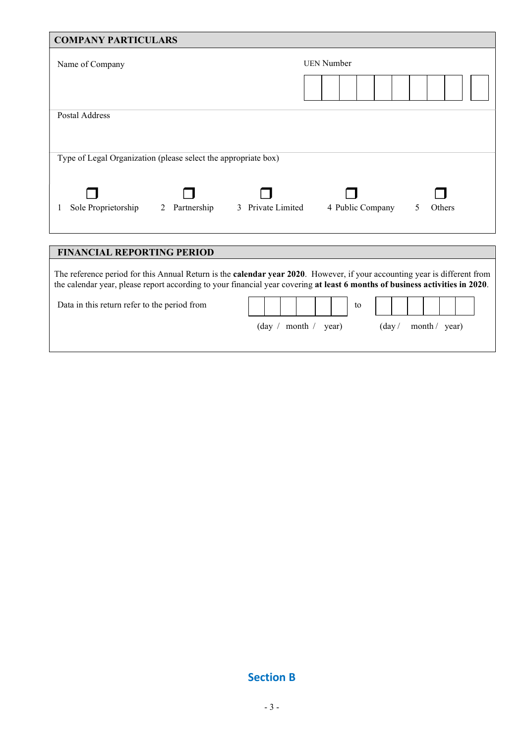## COMPANY PARTICULARS

Name of Company

UEN Number

| | | | | | | | | | |
|---|---|---|---|---|---|---|---|---|---|
| | | | | | | | | | |

Postal Address

Type of Legal Organization (please select the appropriate box)

❒ 1 Sole Proprietorship ❒ 2 Partnership ❒ 3 Private Limited ❒ 4 Public Company ❒ 5 Others

## FINANCIAL REPORTING PERIOD

The reference period for this Annual Return is the **calendar year 2020**. However, if your accounting year is different from the calendar year, please report according to your financial year covering **at least 6 months of business activities in 2020**.

Data in this return refer to the period from ☐☐☐☐☐☐ to ☐☐☐☐☐☐

(day / month / year) (day / month / year)

**Section B**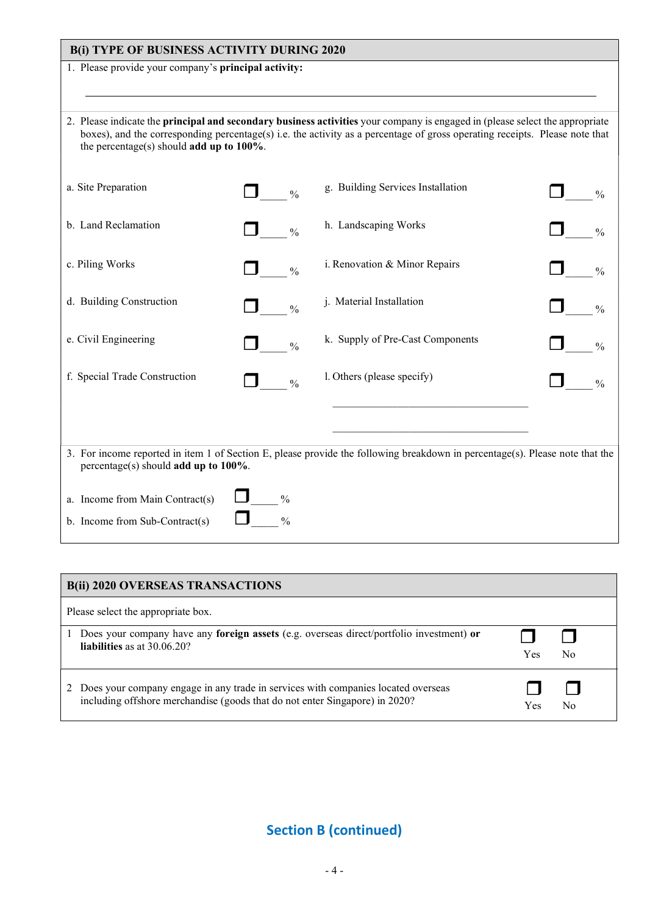## B(i) TYPE OF BUSINESS ACTIVITY DURING 2020

1. Please provide your company's **principal activity:**

\_\_\_\_\_\_\_\_\_\_\_\_\_\_\_\_\_\_\_\_\_\_\_\_\_\_\_\_\_\_\_\_\_\_\_\_\_\_\_\_\_\_\_\_\_\_\_\_\_\_\_\_\_\_\_\_\_\_\_\_\_\_\_\_\_\_\_\_\_\_\_\_

2. Please indicate the **principal and secondary business activities** your company is engaged in (please select the appropriate boxes), and the corresponding percentage(s) i.e. the activity as a percentage of gross operating receipts. Please note that the percentage(s) should **add up to 100%**.

| Activity | | Activity | |
|---|---|---|---|
| a. Site Preparation | ☐ \_\_\_\_ % | g. Building Services Installation | ☐ \_\_\_\_ % |
| b. Land Reclamation | ☐ \_\_\_\_ % | h. Landscaping Works | ☐ \_\_\_\_ % |
| c. Piling Works | ☐ \_\_\_\_ % | i. Renovation & Minor Repairs | ☐ \_\_\_\_ % |
| d. Building Construction | ☐ \_\_\_\_ % | j. Material Installation | ☐ \_\_\_\_ % |
| e. Civil Engineering | ☐ \_\_\_\_ % | k. Supply of Pre-Cast Components | ☐ \_\_\_\_ % |
| f. Special Trade Construction | ☐ \_\_\_\_ % | l. Others (please specify) \_\_\_\_\_\_\_\_\_\_\_\_\_\_\_\_\_\_\_\_ \_\_\_\_\_\_\_\_\_\_\_\_\_\_\_\_\_\_\_\_ | ☐ \_\_\_\_ % |

3. For income reported in item 1 of Section E, please provide the following breakdown in percentage(s). Please note that the percentage(s) should **add up to 100%**.

a. Income from Main Contract(s) ☐ \_\_\_\_ %

b. Income from Sub-Contract(s) ☐ \_\_\_\_ %

## B(ii) 2020 OVERSEAS TRANSACTIONS

Please select the appropriate box.

| | | Yes | No |
|---|---|---|---|
| 1 | Does your company have any **foreign assets** (e.g. overseas direct/portfolio investment) **or liabilities** as at 30.06.20? | ☐ | ☐ |
| 2 | Does your company engage in any trade in services with companies located overseas including offshore merchandise (goods that do not enter Singapore) in 2020? | ☐ | ☐ |

**Section B (continued)**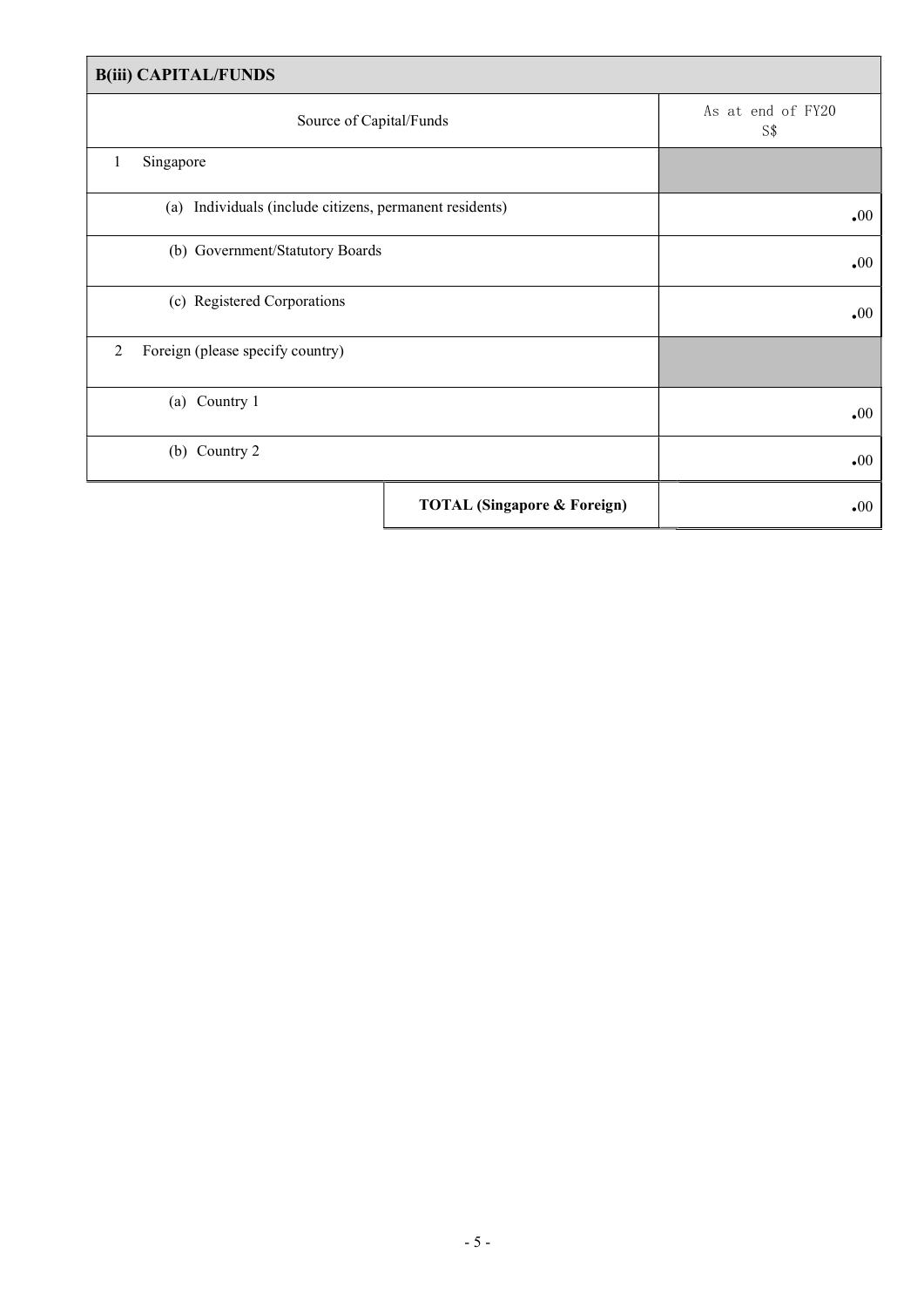| B(iii) CAPITAL/FUNDS | |
|---|---|
| Source of Capital/Funds | As at end of FY20 S$ |
| 1 Singapore | |
| (a) Individuals (include citizens, permanent residents) | .00 |
| (b) Government/Statutory Boards | .00 |
| (c) Registered Corporations | .00 |
| 2 Foreign (please specify country) | |
| (a) Country 1 | .00 |
| (b) Country 2 | .00 |
| **TOTAL (Singapore & Foreign)** | .00 |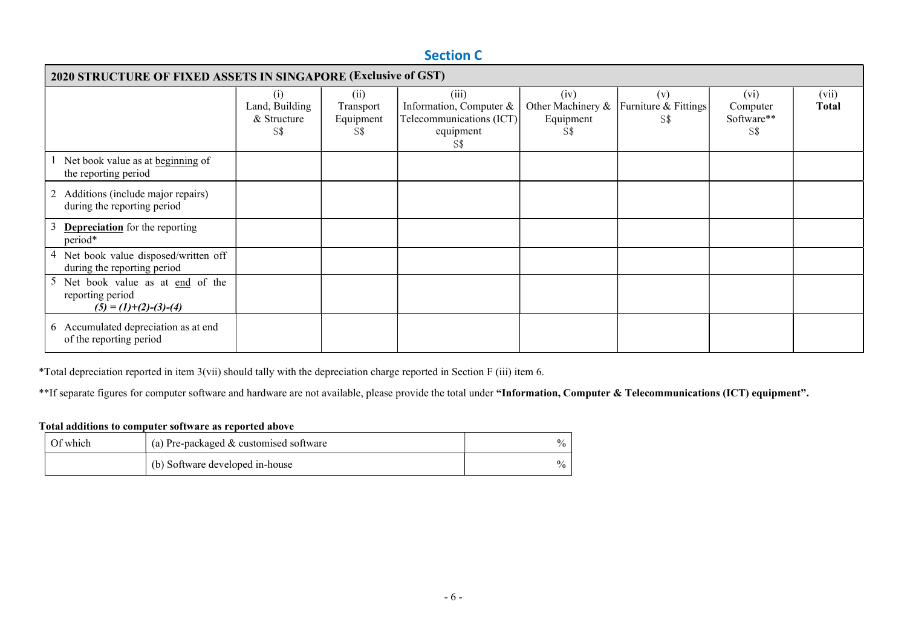# Section C

| 2020 STRUCTURE OF FIXED ASSETS IN SINGAPORE (Exclusive of GST) | | | | | | | |
|---|---|---|---|---|---|---|---|
| | (i) Land, Building & Structure S$ | (ii) Transport Equipment S$ | (iii) Information, Computer & Telecommunications (ICT) equipment S$ | (iv) Other Machinery & Equipment S$ | (v) Furniture & Fittings S$ | (vi) Computer Software** S$ | (vii) **Total** |
| 1 Net book value as at <u>beginning</u> of the reporting period | | | | | | | |
| 2 Additions (include major repairs) during the reporting period | | | | | | | |
| 3 **<u>Depreciation</u>** for the reporting period* | | | | | | | |
| 4 Net book value disposed/written off during the reporting period | | | | | | | |
| 5 Net book value as at <u>end</u> of the reporting period ***(5) = (1)+(2)-(3)-(4)*** | | | | | | | |
| 6 Accumulated depreciation as at end of the reporting period | | | | | | | |

*Total depreciation reported in item 3(vii) should tally with the depreciation charge reported in Section F (iii) item 6.

**If separate figures for computer software and hardware are not available, please provide the total under **"Information, Computer & Telecommunications (ICT) equipment".**

**Total additions to computer software as reported above**

| | | |
|---|---|---|
| Of which | (a) Pre-packaged & customised software | % |
| | (b) Software developed in-house | % |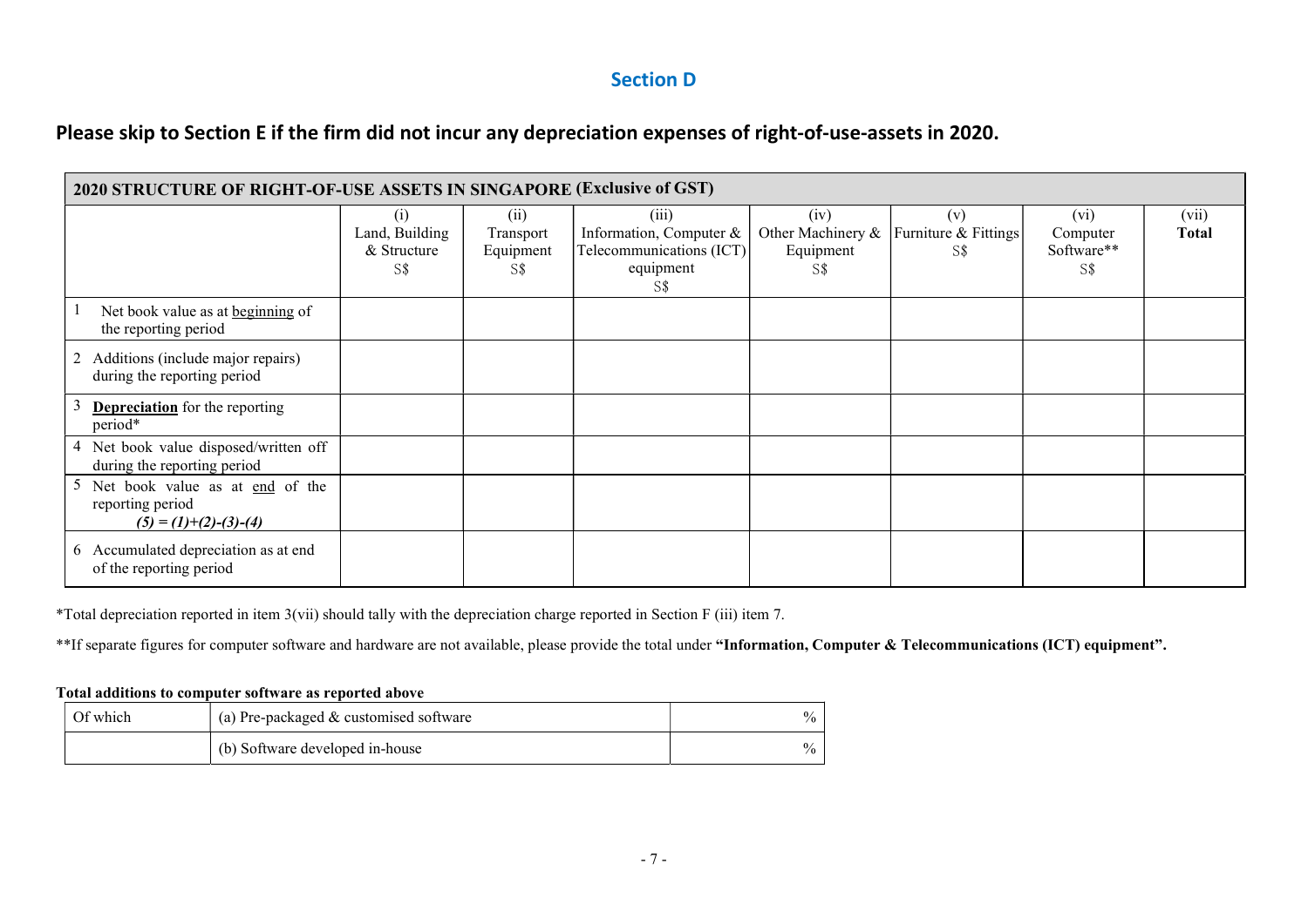## Section D

### Please skip to Section E if the firm did not incur any depreciation expenses of right-of-use-assets in 2020.

| **2020 STRUCTURE OF RIGHT-OF-USE ASSETS IN SINGAPORE (Exclusive of GST)** | | | | | | | |
|---|---|---|---|---|---|---|---|
| | (i) Land, Building & Structure S$ | (ii) Transport Equipment S$ | (iii) Information, Computer & Telecommunications (ICT) equipment S$ | (iv) Other Machinery & Equipment S$ | (v) Furniture & Fittings S$ | (vi) Computer Software** S$ | (vii) **Total** |
| 1 Net book value as at beginning of the reporting period | | | | | | | |
| 2 Additions (include major repairs) during the reporting period | | | | | | | |
| 3 **Depreciation** for the reporting period* | | | | | | | |
| 4 Net book value disposed/written off during the reporting period | | | | | | | |
| 5 Net book value as at end of the reporting period *(5) = (1)+(2)-(3)-(4)* | | | | | | | |
| 6 Accumulated depreciation as at end of the reporting period | | | | | | | |

*Total depreciation reported in item 3(vii) should tally with the depreciation charge reported in Section F (iii) item 7.

**If separate figures for computer software and hardware are not available, please provide the total under **"Information, Computer & Telecommunications (ICT) equipment".**

**Total additions to computer software as reported above**

| Of which | (a) Pre-packaged & customised software | % |
|---|---|---|
| | (b) Software developed in-house | % |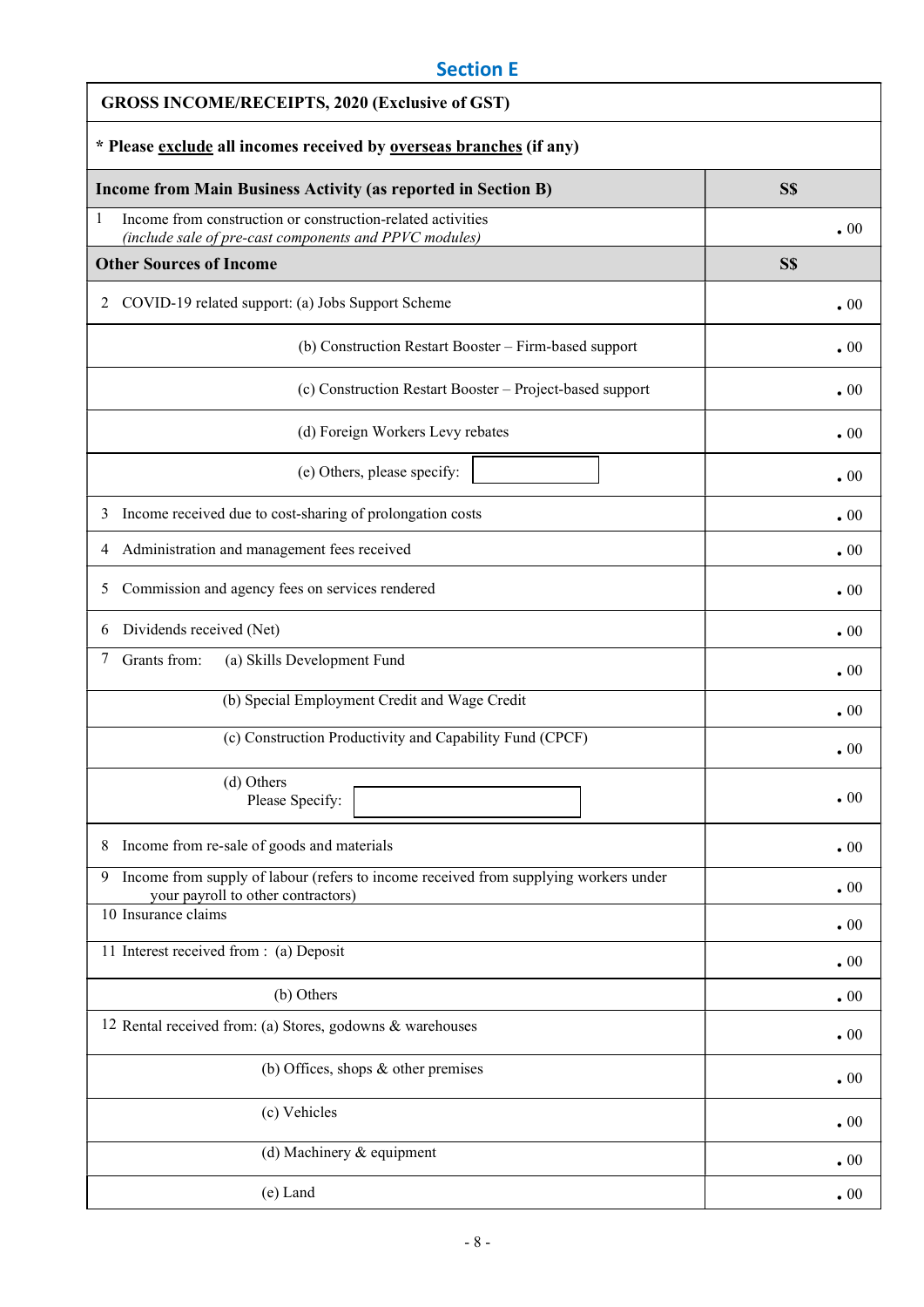## Section E

| GROSS INCOME/RECEIPTS, 2020 (Exclusive of GST) | |
|---|---|
| **\* Please exclude all incomes received by overseas branches (if any)** | |
| **Income from Main Business Activity (as reported in Section B)** | **S$** |
| 1 Income from construction or construction-related activities *(include sale of pre-cast components and PPVC modules)* | . 00 |
| **Other Sources of Income** | **S$** |
| 2 COVID-19 related support: (a) Jobs Support Scheme | . 00 |
| (b) Construction Restart Booster – Firm-based support | . 00 |
| (c) Construction Restart Booster – Project-based support | . 00 |
| (d) Foreign Workers Levy rebates | . 00 |
| (e) Others, please specify: ______ | . 00 |
| 3 Income received due to cost-sharing of prolongation costs | . 00 |
| 4 Administration and management fees received | . 00 |
| 5 Commission and agency fees on services rendered | . 00 |
| 6 Dividends received (Net) | . 00 |
| 7 Grants from: (a) Skills Development Fund | . 00 |
| (b) Special Employment Credit and Wage Credit | . 00 |
| (c) Construction Productivity and Capability Fund (CPCF) | . 00 |
| (d) Others Please Specify: ______ | . 00 |
| 8 Income from re-sale of goods and materials | . 00 |
| 9 Income from supply of labour (refers to income received from supplying workers under your payroll to other contractors) | . 00 |
| 10 Insurance claims | . 00 |
| 11 Interest received from : (a) Deposit | . 00 |
| (b) Others | . 00 |
| 12 Rental received from: (a) Stores, godowns & warehouses | . 00 |
| (b) Offices, shops & other premises | . 00 |
| (c) Vehicles | . 00 |
| (d) Machinery & equipment | . 00 |
| (e) Land | . 00 |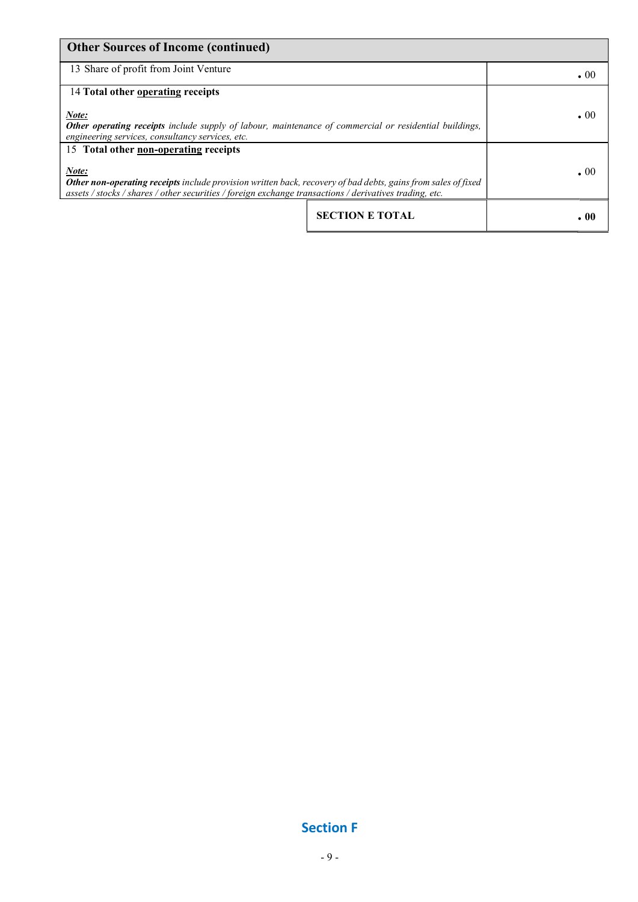| Other Sources of Income (continued) | |
|---|---|
| 13 Share of profit from Joint Venture | . 00 |
| 14 **Total other <u>operating</u> receipts**<br><br>***<u>Note:</u>***<br>***Other operating receipts*** *include supply of labour, maintenance of commercial or residential buildings, engineering services, consultancy services, etc.* | . 00 |
| 15 **Total other <u>non-operating</u> receipts**<br><br>***<u>Note:</u>***<br>***Other non-operating receipts*** *include provision written back, recovery of bad debts, gains from sales of fixed assets / stocks / shares / other securities / foreign exchange transactions / derivatives trading, etc.* | . 00 |
| **SECTION E TOTAL** | **. 00** |

**Section F**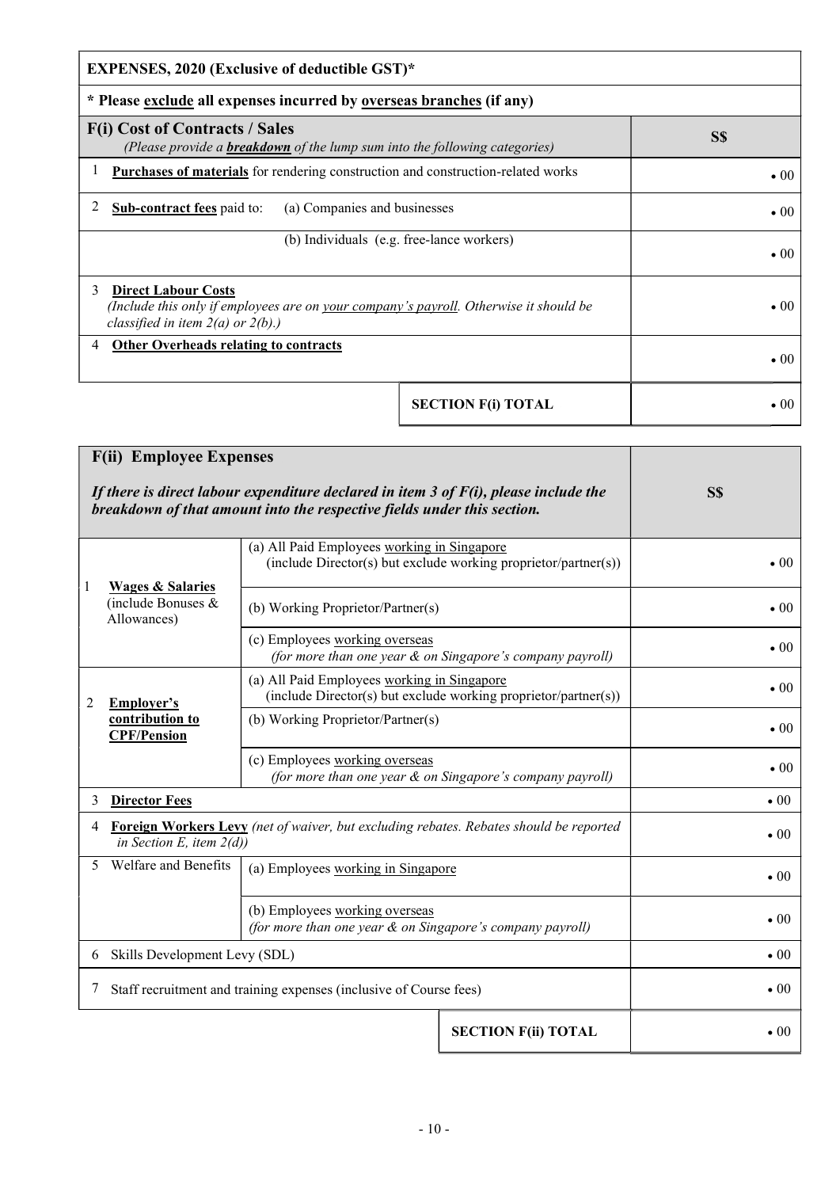**EXPENSES, 2020 (Exclusive of deductible GST)***

*** Please <u>exclude</u> all expenses incurred by <u>overseas branches</u> (if any)**

| **F(i) Cost of Contracts / Sales** *(Please provide a **breakdown** of the lump sum into the following categories)* | | **S$** |
|---|---|---|
| 1 **Purchases of materials** for rendering construction and construction-related works | | • 00 |
| 2 **Sub-contract fees** paid to: | (a) Companies and businesses | • 00 |
| | (b) Individuals (e.g. free-lance workers) | • 00 |
| 3 **Direct Labour Costs** *(Include this only if employees are on your company's payroll. Otherwise it should be classified in item 2(a) or 2(b).)* | | • 00 |
| 4 **Other Overheads relating to contracts** | | • 00 |
| | **SECTION F(i) TOTAL** | • 00 |

| **F(ii) Employee Expenses** *If there is direct labour expenditure declared in item 3 of F(i), please include the breakdown of that amount into the respective fields under this section.* | | **S$** |
|---|---|---|
| 1 **Wages & Salaries** (include Bonuses & Allowances) | (a) All Paid Employees working in Singapore (include Director(s) but exclude working proprietor/partner(s)) | • 00 |
| | (b) Working Proprietor/Partner(s) | • 00 |
| | (c) Employees working overseas *(for more than one year & on Singapore's company payroll)* | • 00 |
| 2 **Employer's contribution to CPF/Pension** | (a) All Paid Employees working in Singapore (include Director(s) but exclude working proprietor/partner(s)) | • 00 |
| | (b) Working Proprietor/Partner(s) | • 00 |
| | (c) Employees working overseas *(for more than one year & on Singapore's company payroll)* | • 00 |
| 3 **Director Fees** | | • 00 |
| 4 **Foreign Workers Levy** *(net of waiver, but excluding rebates. Rebates should be reported in Section E, item 2(d))* | | • 00 |
| 5 Welfare and Benefits | (a) Employees working in Singapore | • 00 |
| | (b) Employees working overseas *(for more than one year & on Singapore's company payroll)* | • 00 |
| 6 Skills Development Levy (SDL) | | • 00 |
| 7 Staff recruitment and training expenses (inclusive of Course fees) | | • 00 |
| | **SECTION F(ii) TOTAL** | • 00 |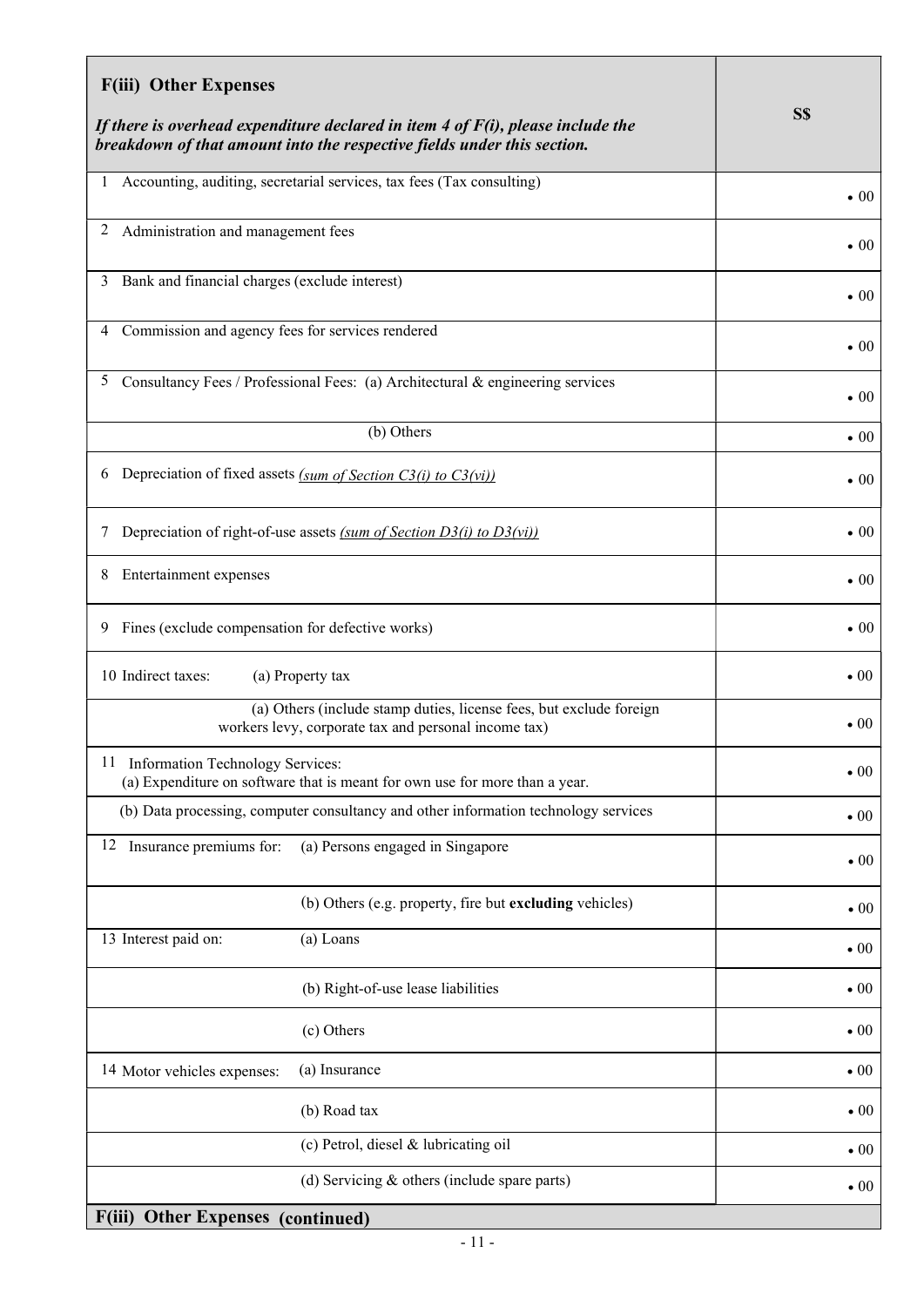| **F(iii) Other Expenses** *If there is overhead expenditure declared in item 4 of F(i), please include the breakdown of that amount into the respective fields under this section.* | **S$** |
|---|---|
| 1 Accounting, auditing, secretarial services, tax fees (Tax consulting) | • 00 |
| 2 Administration and management fees | • 00 |
| 3 Bank and financial charges (exclude interest) | • 00 |
| 4 Commission and agency fees for services rendered | • 00 |
| 5 Consultancy Fees / Professional Fees: (a) Architectural & engineering services | • 00 |
| (b) Others | • 00 |
| 6 Depreciation of fixed assets *(sum of Section C3(i) to C3(vi))* | • 00 |
| 7 Depreciation of right-of-use assets *(sum of Section D3(i) to D3(vi))* | • 00 |
| 8 Entertainment expenses | • 00 |
| 9 Fines (exclude compensation for defective works) | • 00 |
| 10 Indirect taxes: (a) Property tax | • 00 |
| (a) Others (include stamp duties, license fees, but exclude foreign workers levy, corporate tax and personal income tax) | • 00 |
| 11 Information Technology Services: (a) Expenditure on software that is meant for own use for more than a year. | • 00 |
| (b) Data processing, computer consultancy and other information technology services | • 00 |
| 12 Insurance premiums for: (a) Persons engaged in Singapore | • 00 |
| (b) Others (e.g. property, fire but **excluding** vehicles) | • 00 |
| 13 Interest paid on: (a) Loans | • 00 |
| (b) Right-of-use lease liabilities | • 00 |
| (c) Others | • 00 |
| 14 Motor vehicles expenses: (a) Insurance | • 00 |
| (b) Road tax | • 00 |
| (c) Petrol, diesel & lubricating oil | • 00 |
| (d) Servicing & others (include spare parts) | • 00 |

**F(iii) Other Expenses (continued)**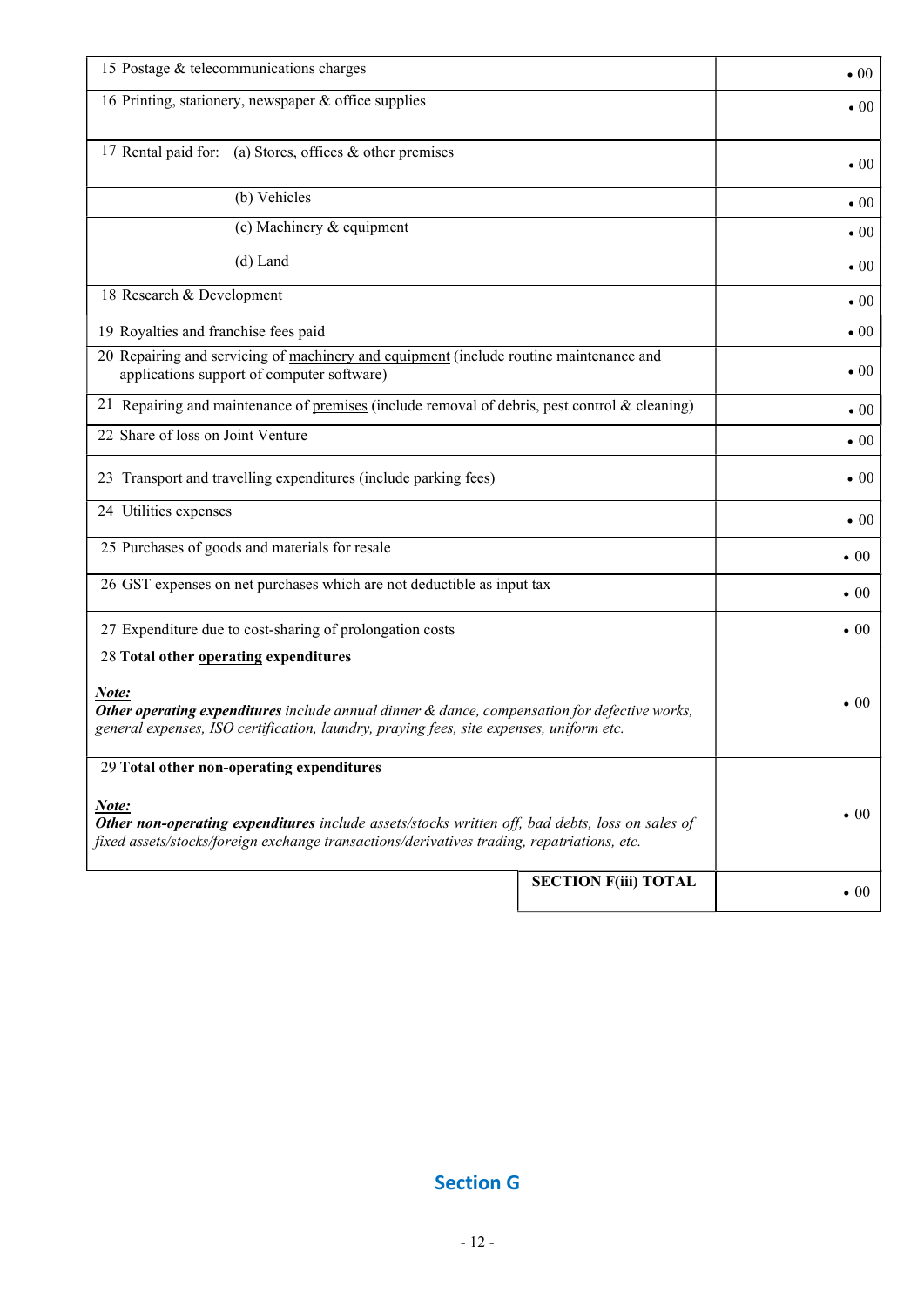| Item | Amount |
|---|---|
| 15 Postage & telecommunications charges | • 00 |
| 16 Printing, stationery, newspaper & office supplies | • 00 |
| 17 Rental paid for: (a) Stores, offices & other premises | • 00 |
| (b) Vehicles | • 00 |
| (c) Machinery & equipment | • 00 |
| (d) Land | • 00 |
| 18 Research & Development | • 00 |
| 19 Royalties and franchise fees paid | • 00 |
| 20 Repairing and servicing of machinery and equipment (include routine maintenance and applications support of computer software) | • 00 |
| 21 Repairing and maintenance of premises (include removal of debris, pest control & cleaning) | • 00 |
| 22 Share of loss on Joint Venture | • 00 |
| 23 Transport and travelling expenditures (include parking fees) | • 00 |
| 24 Utilities expenses | • 00 |
| 25 Purchases of goods and materials for resale | • 00 |
| 26 GST expenses on net purchases which are not deductible as input tax | • 00 |
| 27 Expenditure due to cost-sharing of prolongation costs | • 00 |
| 28 **Total other operating expenditures**<br><br>***Note:***<br>***Other operating expenditures*** *include annual dinner & dance, compensation for defective works, general expenses, ISO certification, laundry, praying fees, site expenses, uniform etc.* | • 00 |
| 29 **Total other non-operating expenditures**<br><br>***Note:***<br>***Other non-operating expenditures*** *include assets/stocks written off, bad debts, loss on sales of fixed assets/stocks/foreign exchange transactions/derivatives trading, repatriations, etc.* | • 00 |
| **SECTION F(iii) TOTAL** | • 00 |

## Section G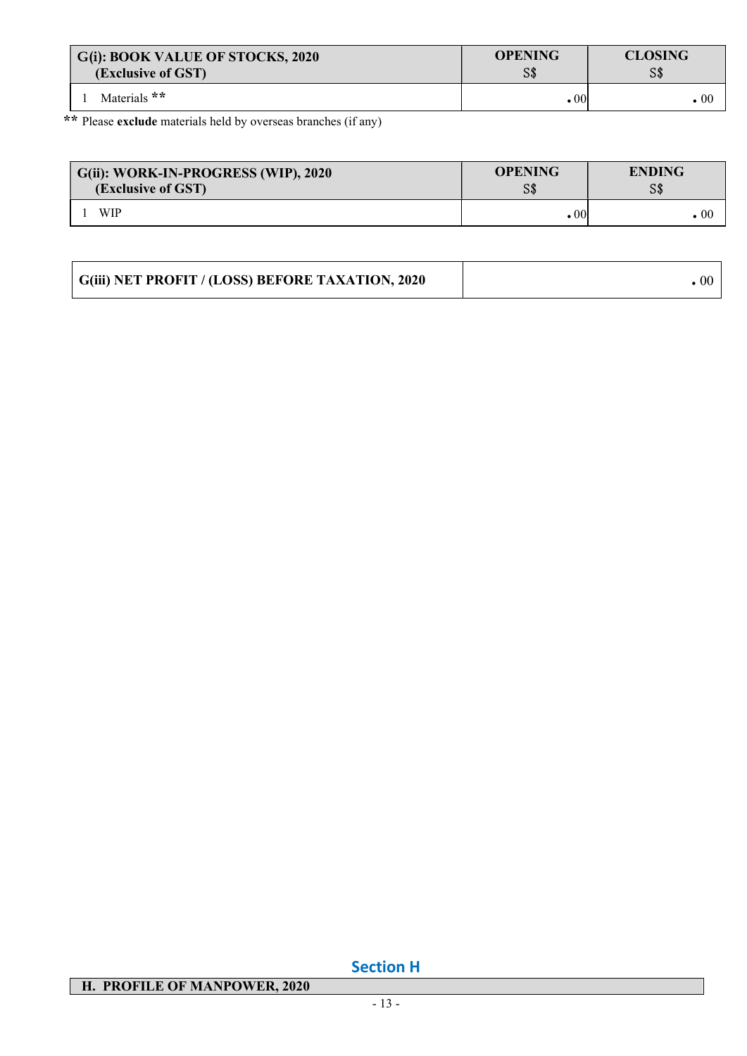| G(i): BOOK VALUE OF STOCKS, 2020 (Exclusive of GST) | OPENING S$ | CLOSING S$ |
| --- | --- | --- |
| 1 Materials ** | .00 | .00 |

** Please **exclude** materials held by overseas branches (if any)

| G(ii): WORK-IN-PROGRESS (WIP), 2020 (Exclusive of GST) | OPENING S$ | ENDING S$ |
| --- | --- | --- |
| 1 WIP | .00 | .00 |

| G(iii) NET PROFIT / (LOSS) BEFORE TAXATION, 2020 | .00 |
| --- | --- |

## Section H

**H. PROFILE OF MANPOWER, 2020**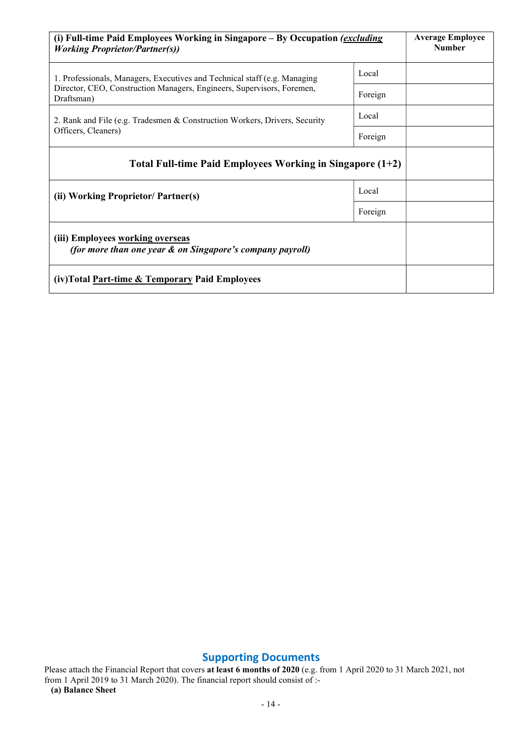| **(i) Full-time Paid Employees Working in Singapore – By Occupation** ***(excluding Working Proprietor/Partner(s))*** | | **Average Employee Number** |
|---|---|---|
| 1. Professionals, Managers, Executives and Technical staff (e.g. Managing Director, CEO, Construction Managers, Engineers, Supervisors, Foremen, Draftsman) | Local | |
| | Foreign | |
| 2. Rank and File (e.g. Tradesmen & Construction Workers, Drivers, Security Officers, Cleaners) | Local | |
| | Foreign | |
| **Total Full-time Paid Employees Working in Singapore (1+2)** | | |
| **(ii) Working Proprietor/ Partner(s)** | Local | |
| | Foreign | |
| **(iii) Employees working overseas** ***(for more than one year & on Singapore's company payroll)*** | | |
| **(iv)Total Part-time & Temporary Paid Employees** | | |

## Supporting Documents

Please attach the Financial Report that covers **at least 6 months of 2020** (e.g. from 1 April 2020 to 31 March 2021, not from 1 April 2019 to 31 March 2020). The financial report should consist of :-

**(a) Balance Sheet**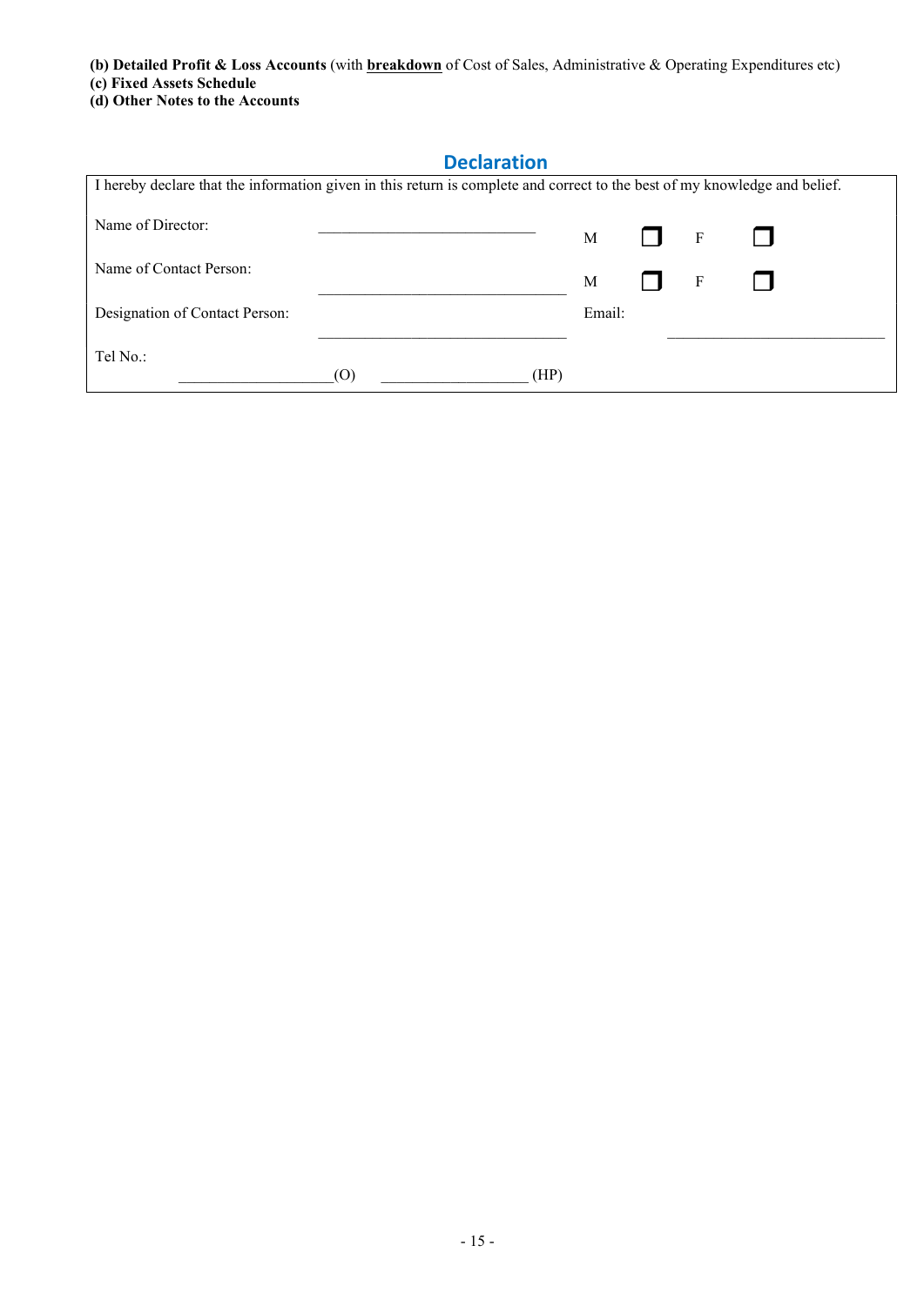**(b) Detailed Profit & Loss Accounts** (with **<u>breakdown</u>** of Cost of Sales, Administrative & Operating Expenditures etc)
**(c) Fixed Assets Schedule**
**(d) Other Notes to the Accounts**

## Declaration

I hereby declare that the information given in this return is complete and correct to the best of my knowledge and belief.

Name of Director: ____________________________ M ☐ F ☐

Name of Contact Person: ________________________________ M ☐ F ☐

Designation of Contact Person: ________________________________ Email: ____________________________

Tel No.: ____________________(O) ___________________ (HP)